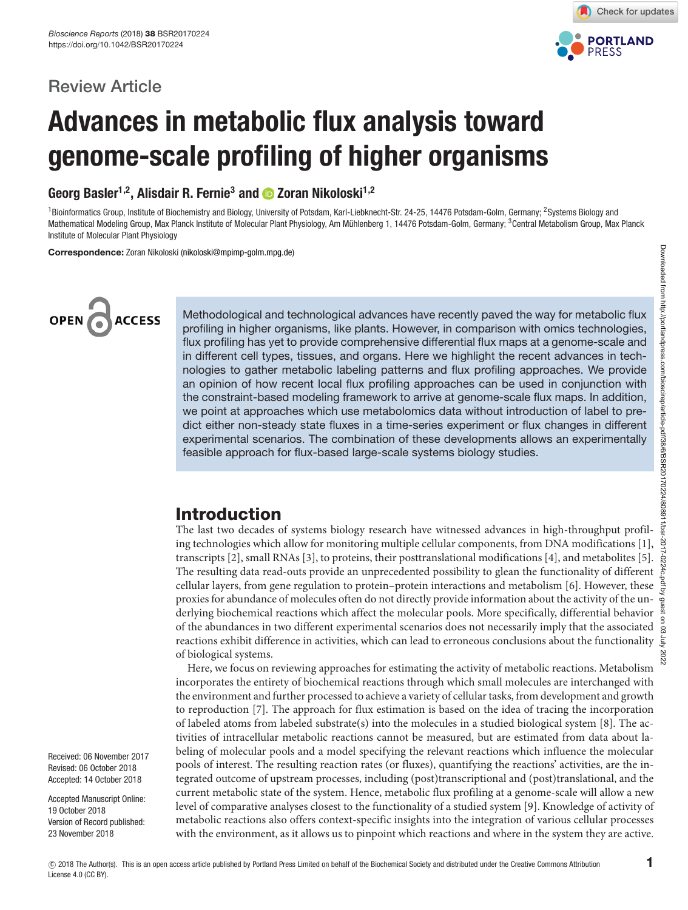Review Article

# Advances in metabolic flux analysis toward genome-scale profiling of higher organisms

**Georg Basler[1,2], Alisdair R. Fernie[3] and Zoran Nikoloski[1,2]**

[1]Bioinformatics Group, Institute of Biochemistry and Biology, University of Potsdam, Karl-Liebknecht-Str. 24-25, 14476 Potsdam-Golm, Germany; [2]Systems Biology and Mathematical Modeling Group, Max Planck Institute of Molecular Plant Physiology, Am Mühlenberg 1, 14476 Potsdam-Golm, Germany; [3]Central Metabolism Group, Max Planck Institute of Molecular Plant Physiology

**Correspondence:** Zoran Nikoloski (nikoloski@mpimp-golm.mpg.de)

Methodological and technological advances have recently paved the way for metabolic flux profiling in higher organisms, like plants. However, in comparison with omics technologies, flux profiling has yet to provide comprehensive differential flux maps at a genome-scale and in different cell types, tissues, and organs. Here we highlight the recent advances in technologies to gather metabolic labeling patterns and flux profiling approaches. We provide an opinion of how recent local flux profiling approaches can be used in conjunction with the constraint-based modeling framework to arrive at genome-scale flux maps. In addition, we point at approaches which use metabolomics data without introduction of label to predict either non-steady state fluxes in a time-series experiment or flux changes in different experimental scenarios. The combination of these developments allows an experimentally feasible approach for flux-based large-scale systems biology studies.

Received: 06 November 2017
Revised: 06 October 2018
Accepted: 14 October 2018

Accepted Manuscript Online: 19 October 2018
Version of Record published: 23 November 2018

## Introduction

The last two decades of systems biology research have witnessed advances in high-throughput profiling technologies which allow for monitoring multiple cellular components, from DNA modifications [1], transcripts [2], small RNAs [3], to proteins, their posttranslational modifications [4], and metabolites [5]. The resulting data read-outs provide an unprecedented possibility to glean the functionality of different cellular layers, from gene regulation to protein–protein interactions and metabolism [6]. However, these proxies for abundance of molecules often do not directly provide information about the activity of the underlying biochemical reactions which affect the molecular pools. More specifically, differential behavior of the abundances in two different experimental scenarios does not necessarily imply that the associated reactions exhibit difference in activities, which can lead to erroneous conclusions about the functionality of biological systems.

Here, we focus on reviewing approaches for estimating the activity of metabolic reactions. Metabolism incorporates the entirety of biochemical reactions through which small molecules are interchanged with the environment and further processed to achieve a variety of cellular tasks, from development and growth to reproduction [7]. The approach for flux estimation is based on the idea of tracing the incorporation of labeled atoms from labeled substrate(s) into the molecules in a studied biological system [8]. The activities of intracellular metabolic reactions cannot be measured, but are estimated from data about labeling of molecular pools and a model specifying the relevant reactions which influence the molecular pools of interest. The resulting reaction rates (or fluxes), quantifying the reactions' activities, are the integrated outcome of upstream processes, including (post)transcriptional and (post)translational, and the current metabolic state of the system. Hence, metabolic flux profiling at a genome-scale will allow a new level of comparative analyses closest to the functionality of a studied system [9]. Knowledge of activity of metabolic reactions also offers context-specific insights into the integration of various cellular processes with the environment, as it allows us to pinpoint which reactions and where in the system they are active.

© 2018 The Author(s). This is an open access article published by Portland Press Limited on behalf of the Biochemical Society and distributed under the Creative Commons Attribution License 4.0 (CC BY).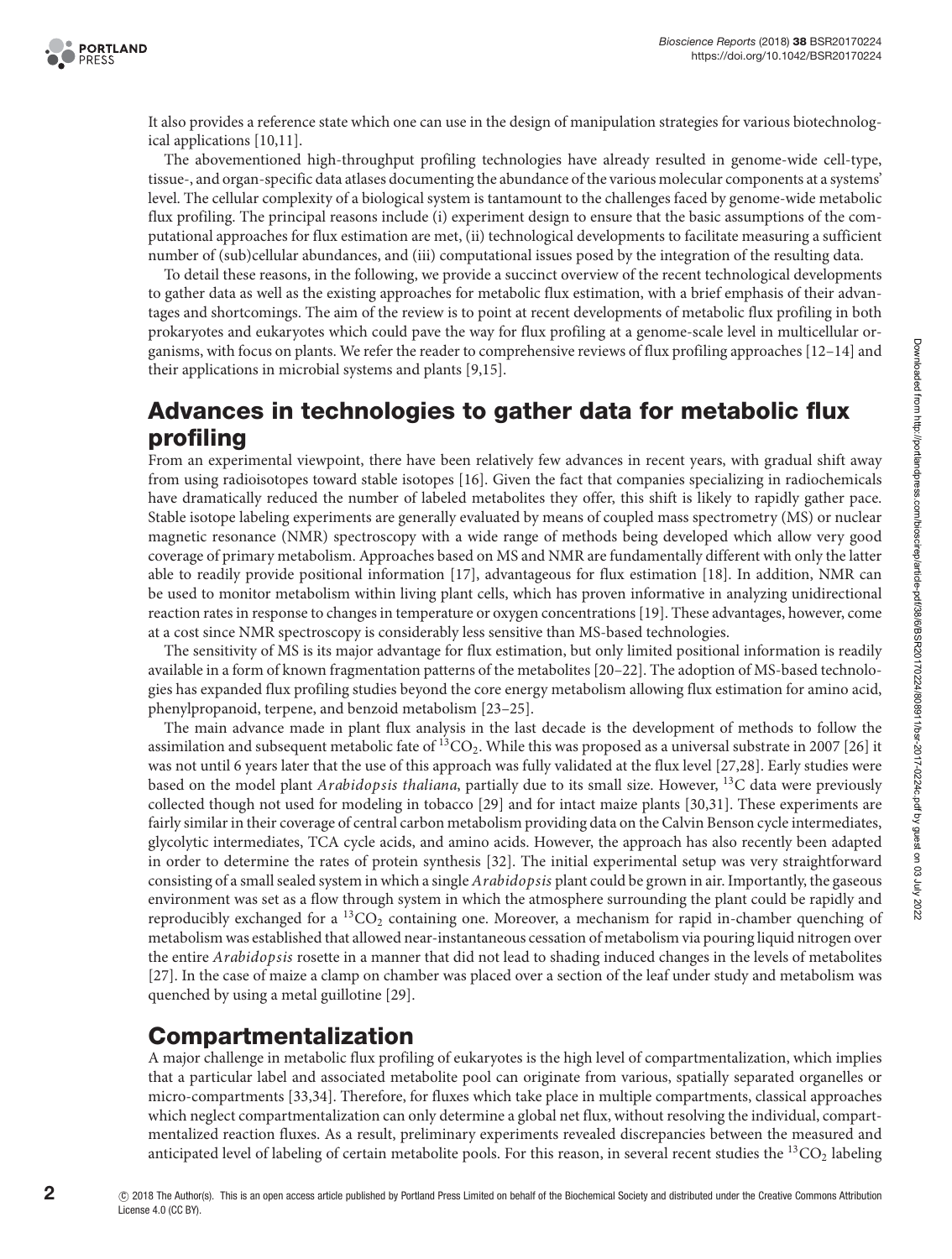It also provides a reference state which one can use in the design of manipulation strategies for various biotechnological applications [10,11].

The abovementioned high-throughput profiling technologies have already resulted in genome-wide cell-type, tissue-, and organ-specific data atlases documenting the abundance of the various molecular components at a systems' level. The cellular complexity of a biological system is tantamount to the challenges faced by genome-wide metabolic flux profiling. The principal reasons include (i) experiment design to ensure that the basic assumptions of the computational approaches for flux estimation are met, (ii) technological developments to facilitate measuring a sufficient number of (sub)cellular abundances, and (iii) computational issues posed by the integration of the resulting data.

To detail these reasons, in the following, we provide a succinct overview of the recent technological developments to gather data as well as the existing approaches for metabolic flux estimation, with a brief emphasis of their advantages and shortcomings. The aim of the review is to point at recent developments of metabolic flux profiling in both prokaryotes and eukaryotes which could pave the way for flux profiling at a genome-scale level in multicellular organisms, with focus on plants. We refer the reader to comprehensive reviews of flux profiling approaches [12–14] and their applications in microbial systems and plants [9,15].

## Advances in technologies to gather data for metabolic flux profiling

From an experimental viewpoint, there have been relatively few advances in recent years, with gradual shift away from using radioisotopes toward stable isotopes [16]. Given the fact that companies specializing in radiochemicals have dramatically reduced the number of labeled metabolites they offer, this shift is likely to rapidly gather pace. Stable isotope labeling experiments are generally evaluated by means of coupled mass spectrometry (MS) or nuclear magnetic resonance (NMR) spectroscopy with a wide range of methods being developed which allow very good coverage of primary metabolism. Approaches based on MS and NMR are fundamentally different with only the latter able to readily provide positional information [17], advantageous for flux estimation [18]. In addition, NMR can be used to monitor metabolism within living plant cells, which has proven informative in analyzing unidirectional reaction rates in response to changes in temperature or oxygen concentrations [19]. These advantages, however, come at a cost since NMR spectroscopy is considerably less sensitive than MS-based technologies.

The sensitivity of MS is its major advantage for flux estimation, but only limited positional information is readily available in a form of known fragmentation patterns of the metabolites [20–22]. The adoption of MS-based technologies has expanded flux profiling studies beyond the core energy metabolism allowing flux estimation for amino acid, phenylpropanoid, terpene, and benzoid metabolism [23–25].

The main advance made in plant flux analysis in the last decade is the development of methods to follow the assimilation and subsequent metabolic fate of $^{13}CO_2$. While this was proposed as a universal substrate in 2007 [26] it was not until 6 years later that the use of this approach was fully validated at the flux level [27,28]. Early studies were based on the model plant *Arabidopsis thaliana*, partially due to its small size. However, $^{13}C$ data were previously collected though not used for modeling in tobacco [29] and for intact maize plants [30,31]. These experiments are fairly similar in their coverage of central carbon metabolism providing data on the Calvin Benson cycle intermediates, glycolytic intermediates, TCA cycle acids, and amino acids. However, the approach has also recently been adapted in order to determine the rates of protein synthesis [32]. The initial experimental setup was very straightforward consisting of a small sealed system in which a single *Arabidopsis* plant could be grown in air. Importantly, the gaseous environment was set as a flow through system in which the atmosphere surrounding the plant could be rapidly and reproducibly exchanged for a $^{13}CO_2$ containing one. Moreover, a mechanism for rapid in-chamber quenching of metabolism was established that allowed near-instantaneous cessation of metabolism via pouring liquid nitrogen over the entire *Arabidopsis* rosette in a manner that did not lead to shading induced changes in the levels of metabolites [27]. In the case of maize a clamp on chamber was placed over a section of the leaf under study and metabolism was quenched by using a metal guillotine [29].

## Compartmentalization

A major challenge in metabolic flux profiling of eukaryotes is the high level of compartmentalization, which implies that a particular label and associated metabolite pool can originate from various, spatially separated organelles or micro-compartments [33,34]. Therefore, for fluxes which take place in multiple compartments, classical approaches which neglect compartmentalization can only determine a global net flux, without resolving the individual, compartmentalized reaction fluxes. As a result, preliminary experiments revealed discrepancies between the measured and anticipated level of labeling of certain metabolite pools. For this reason, in several recent studies the $^{13}CO_2$ labeling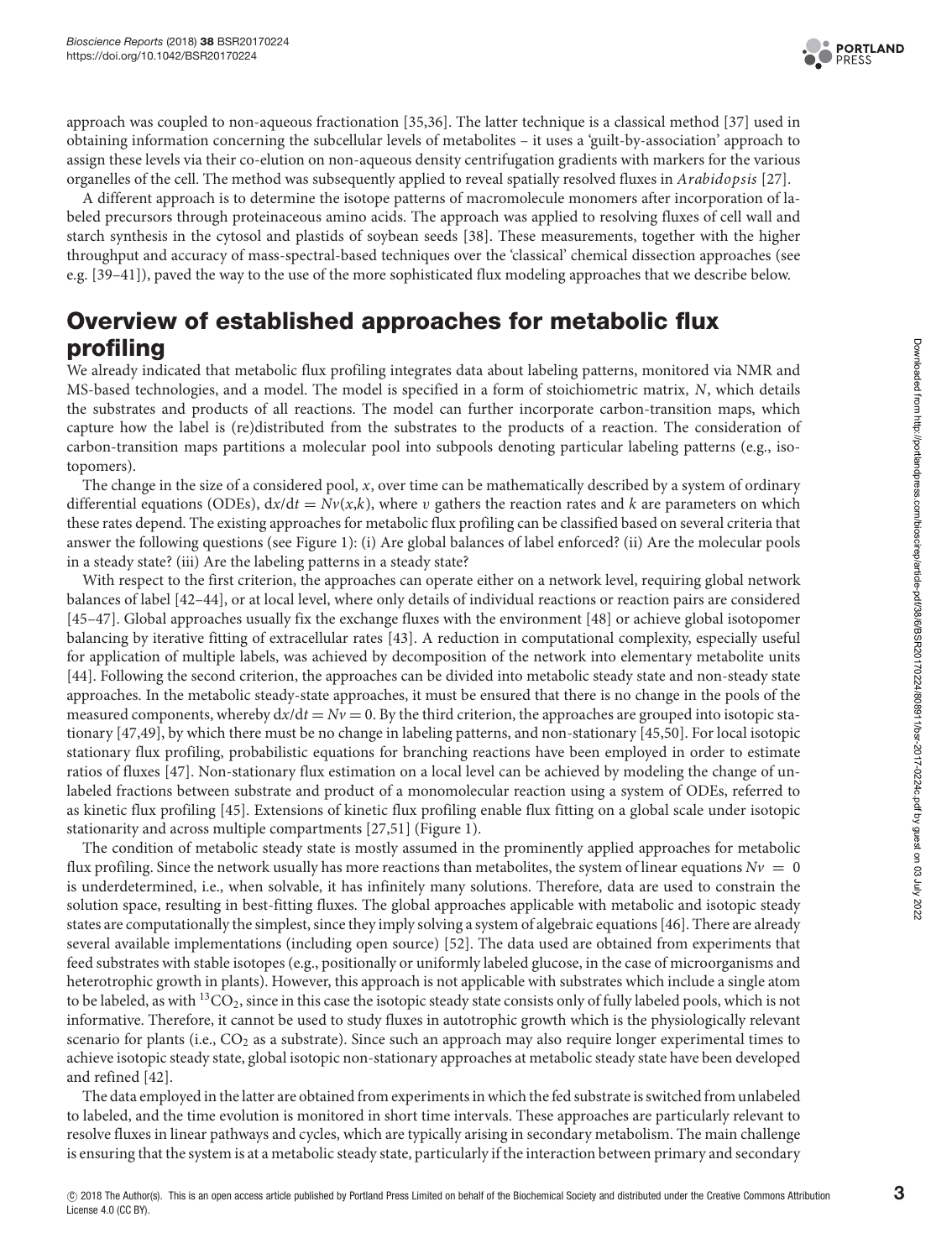approach was coupled to non-aqueous fractionation [35,36]. The latter technique is a classical method [37] used in obtaining information concerning the subcellular levels of metabolites – it uses a 'guilt-by-association' approach to assign these levels via their co-elution on non-aqueous density centrifugation gradients with markers for the various organelles of the cell. The method was subsequently applied to reveal spatially resolved fluxes in *Arabidopsis* [27].

A different approach is to determine the isotope patterns of macromolecule monomers after incorporation of labeled precursors through proteinaceous amino acids. The approach was applied to resolving fluxes of cell wall and starch synthesis in the cytosol and plastids of soybean seeds [38]. These measurements, together with the higher throughput and accuracy of mass-spectral-based techniques over the 'classical' chemical dissection approaches (see e.g. [39–41]), paved the way to the use of the more sophisticated flux modeling approaches that we describe below.

## Overview of established approaches for metabolic flux profiling

We already indicated that metabolic flux profiling integrates data about labeling patterns, monitored via NMR and MS-based technologies, and a model. The model is specified in a form of stoichiometric matrix, $N$, which details the substrates and products of all reactions. The model can further incorporate carbon-transition maps, which capture how the label is (re)distributed from the substrates to the products of a reaction. The consideration of carbon-transition maps partitions a molecular pool into subpools denoting particular labeling patterns (e.g., isotopomers).

The change in the size of a considered pool, $x$, over time can be mathematically described by a system of ordinary differential equations (ODEs), $dx/dt = Nv(x,k)$, where $v$ gathers the reaction rates and $k$ are parameters on which these rates depend. The existing approaches for metabolic flux profiling can be classified based on several criteria that answer the following questions (see Figure 1): (i) Are global balances of label enforced? (ii) Are the molecular pools in a steady state? (iii) Are the labeling patterns in a steady state?

With respect to the first criterion, the approaches can operate either on a network level, requiring global network balances of label [42–44], or at local level, where only details of individual reactions or reaction pairs are considered [45–47]. Global approaches usually fix the exchange fluxes with the environment [48] or achieve global isotopomer balancing by iterative fitting of extracellular rates [43]. A reduction in computational complexity, especially useful for application of multiple labels, was achieved by decomposition of the network into elementary metabolite units [44]. Following the second criterion, the approaches can be divided into metabolic steady state and non-steady state approaches. In the metabolic steady-state approaches, it must be ensured that there is no change in the pools of the measured components, whereby $dx/dt = Nv = 0$. By the third criterion, the approaches are grouped into isotopic stationary [47,49], by which there must be no change in labeling patterns, and non-stationary [45,50]. For local isotopic stationary flux profiling, probabilistic equations for branching reactions have been employed in order to estimate ratios of fluxes [47]. Non-stationary flux estimation on a local level can be achieved by modeling the change of unlabeled fractions between substrate and product of a monomolecular reaction using a system of ODEs, referred to as kinetic flux profiling [45]. Extensions of kinetic flux profiling enable flux fitting on a global scale under isotopic stationarity and across multiple compartments [27,51] (Figure 1).

The condition of metabolic steady state is mostly assumed in the prominently applied approaches for metabolic flux profiling. Since the network usually has more reactions than metabolites, the system of linear equations $Nv = 0$ is underdetermined, i.e., when solvable, it has infinitely many solutions. Therefore, data are used to constrain the solution space, resulting in best-fitting fluxes. The global approaches applicable with metabolic and isotopic steady states are computationally the simplest, since they imply solving a system of algebraic equations [46]. There are already several available implementations (including open source) [52]. The data used are obtained from experiments that feed substrates with stable isotopes (e.g., positionally or uniformly labeled glucose, in the case of microorganisms and heterotrophic growth in plants). However, this approach is not applicable with substrates which include a single atom to be labeled, as with $^{13}CO_2$, since in this case the isotopic steady state consists only of fully labeled pools, which is not informative. Therefore, it cannot be used to study fluxes in autotrophic growth which is the physiologically relevant scenario for plants (i.e., $CO_2$ as a substrate). Since such an approach may also require longer experimental times to achieve isotopic steady state, global isotopic non-stationary approaches at metabolic steady state have been developed and refined [42].

The data employed in the latter are obtained from experiments in which the fed substrate is switched from unlabeled to labeled, and the time evolution is monitored in short time intervals. These approaches are particularly relevant to resolve fluxes in linear pathways and cycles, which are typically arising in secondary metabolism. The main challenge is ensuring that the system is at a metabolic steady state, particularly if the interaction between primary and secondary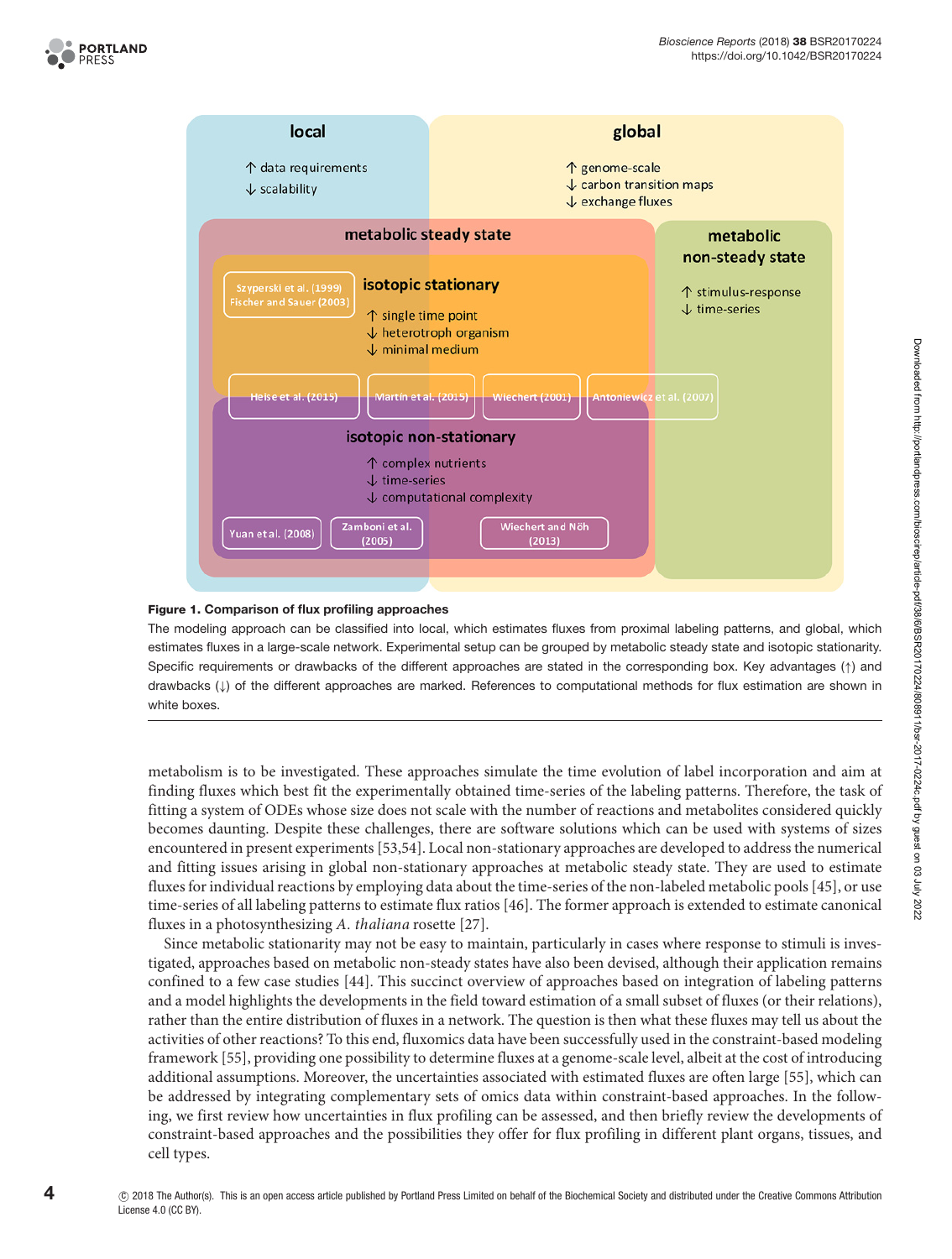**Figure 1. Comparison of flux profiling approaches**

The modeling approach can be classified into local, which estimates fluxes from proximal labeling patterns, and global, which estimates fluxes in a large-scale network. Experimental setup can be grouped by metabolic steady state and isotopic stationarity. Specific requirements or drawbacks of the different approaches are stated in the corresponding box. Key advantages (↑) and drawbacks (↓) of the different approaches are marked. References to computational methods for flux estimation are shown in white boxes.

metabolism is to be investigated. These approaches simulate the time evolution of label incorporation and aim at finding fluxes which best fit the experimentally obtained time-series of the labeling patterns. Therefore, the task of fitting a system of ODEs whose size does not scale with the number of reactions and metabolites considered quickly becomes daunting. Despite these challenges, there are software solutions which can be used with systems of sizes encountered in present experiments [53,54]. Local non-stationary approaches are developed to address the numerical and fitting issues arising in global non-stationary approaches at metabolic steady state. They are used to estimate fluxes for individual reactions by employing data about the time-series of the non-labeled metabolic pools [45], or use time-series of all labeling patterns to estimate flux ratios [46]. The former approach is extended to estimate canonical fluxes in a photosynthesizing *A. thaliana* rosette [27].

Since metabolic stationarity may not be easy to maintain, particularly in cases where response to stimuli is investigated, approaches based on metabolic non-steady states have also been devised, although their application remains confined to a few case studies [44]. This succinct overview of approaches based on integration of labeling patterns and a model highlights the developments in the field toward estimation of a small subset of fluxes (or their relations), rather than the entire distribution of fluxes in a network. The question is then what these fluxes may tell us about the activities of other reactions? To this end, fluxomics data have been successfully used in the constraint-based modeling framework [55], providing one possibility to determine fluxes at a genome-scale level, albeit at the cost of introducing additional assumptions. Moreover, the uncertainties associated with estimated fluxes are often large [55], which can be addressed by integrating complementary sets of omics data within constraint-based approaches. In the following, we first review how uncertainties in flux profiling can be assessed, and then briefly review the developments of constraint-based approaches and the possibilities they offer for flux profiling in different plant organs, tissues, and cell types.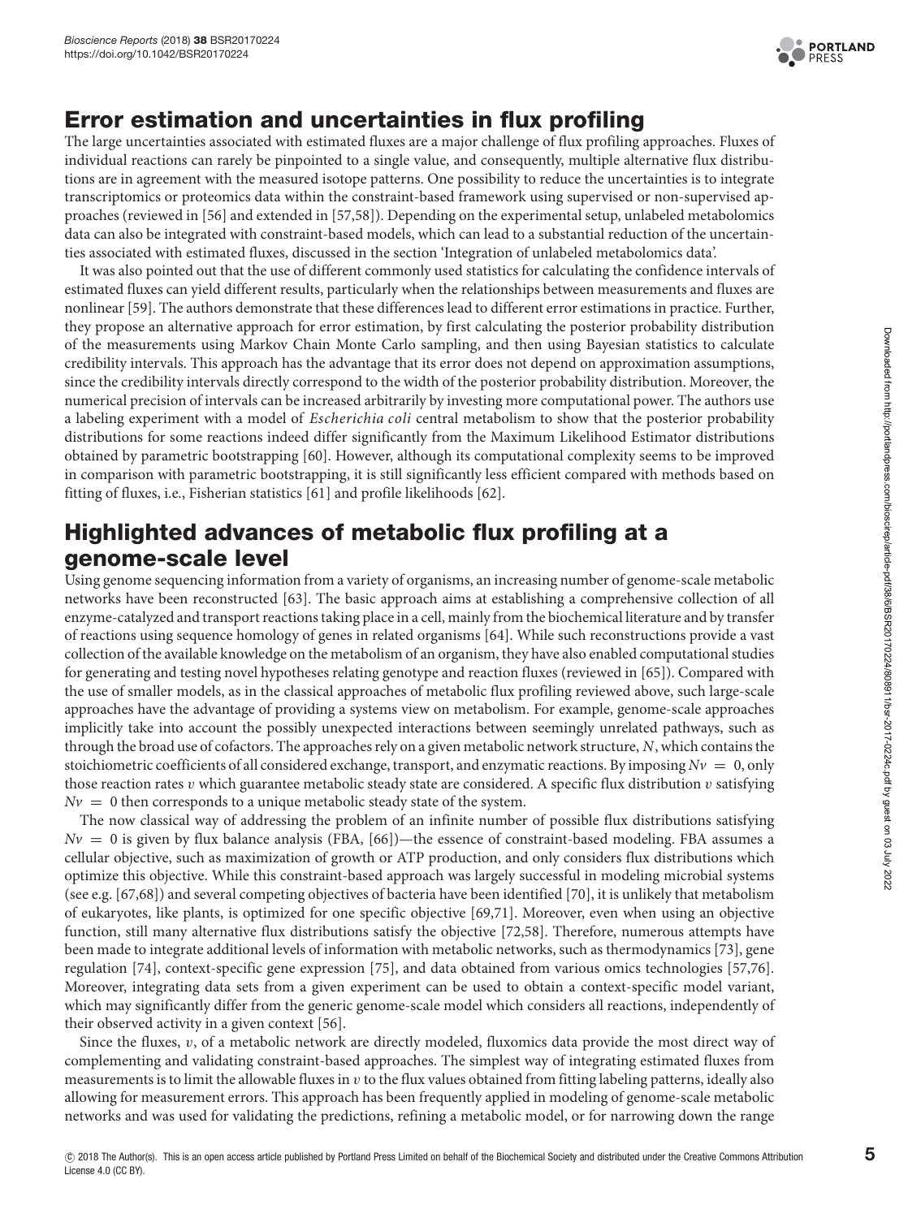## Error estimation and uncertainties in flux profiling

The large uncertainties associated with estimated fluxes are a major challenge of flux profiling approaches. Fluxes of individual reactions can rarely be pinpointed to a single value, and consequently, multiple alternative flux distributions are in agreement with the measured isotope patterns. One possibility to reduce the uncertainties is to integrate transcriptomics or proteomics data within the constraint-based framework using supervised or non-supervised approaches (reviewed in [56] and extended in [57,58]). Depending on the experimental setup, unlabeled metabolomics data can also be integrated with constraint-based models, which can lead to a substantial reduction of the uncertainties associated with estimated fluxes, discussed in the section 'Integration of unlabeled metabolomics data'.

It was also pointed out that the use of different commonly used statistics for calculating the confidence intervals of estimated fluxes can yield different results, particularly when the relationships between measurements and fluxes are nonlinear [59]. The authors demonstrate that these differences lead to different error estimations in practice. Further, they propose an alternative approach for error estimation, by first calculating the posterior probability distribution of the measurements using Markov Chain Monte Carlo sampling, and then using Bayesian statistics to calculate credibility intervals. This approach has the advantage that its error does not depend on approximation assumptions, since the credibility intervals directly correspond to the width of the posterior probability distribution. Moreover, the numerical precision of intervals can be increased arbitrarily by investing more computational power. The authors use a labeling experiment with a model of *Escherichia coli* central metabolism to show that the posterior probability distributions for some reactions indeed differ significantly from the Maximum Likelihood Estimator distributions obtained by parametric bootstrapping [60]. However, although its computational complexity seems to be improved in comparison with parametric bootstrapping, it is still significantly less efficient compared with methods based on fitting of fluxes, i.e., Fisherian statistics [61] and profile likelihoods [62].

## Highlighted advances of metabolic flux profiling at a genome-scale level

Using genome sequencing information from a variety of organisms, an increasing number of genome-scale metabolic networks have been reconstructed [63]. The basic approach aims at establishing a comprehensive collection of all enzyme-catalyzed and transport reactions taking place in a cell, mainly from the biochemical literature and by transfer of reactions using sequence homology of genes in related organisms [64]. While such reconstructions provide a vast collection of the available knowledge on the metabolism of an organism, they have also enabled computational studies for generating and testing novel hypotheses relating genotype and reaction fluxes (reviewed in [65]). Compared with the use of smaller models, as in the classical approaches of metabolic flux profiling reviewed above, such large-scale approaches have the advantage of providing a systems view on metabolism. For example, genome-scale approaches implicitly take into account the possibly unexpected interactions between seemingly unrelated pathways, such as through the broad use of cofactors. The approaches rely on a given metabolic network structure, $N$, which contains the stoichiometric coefficients of all considered exchange, transport, and enzymatic reactions. By imposing $Nv = 0$, only those reaction rates $v$ which guarantee metabolic steady state are considered. A specific flux distribution $v$ satisfying $Nv = 0$ then corresponds to a unique metabolic steady state of the system.

The now classical way of addressing the problem of an infinite number of possible flux distributions satisfying $Nv = 0$ is given by flux balance analysis (FBA, [66])—the essence of constraint-based modeling. FBA assumes a cellular objective, such as maximization of growth or ATP production, and only considers flux distributions which optimize this objective. While this constraint-based approach was largely successful in modeling microbial systems (see e.g. [67,68]) and several competing objectives of bacteria have been identified [70], it is unlikely that metabolism of eukaryotes, like plants, is optimized for one specific objective [69,71]. Moreover, even when using an objective function, still many alternative flux distributions satisfy the objective [72,58]. Therefore, numerous attempts have been made to integrate additional levels of information with metabolic networks, such as thermodynamics [73], gene regulation [74], context-specific gene expression [75], and data obtained from various omics technologies [57,76]. Moreover, integrating data sets from a given experiment can be used to obtain a context-specific model variant, which may significantly differ from the generic genome-scale model which considers all reactions, independently of their observed activity in a given context [56].

Since the fluxes, $v$, of a metabolic network are directly modeled, fluxomics data provide the most direct way of complementing and validating constraint-based approaches. The simplest way of integrating estimated fluxes from measurements is to limit the allowable fluxes in $v$ to the flux values obtained from fitting labeling patterns, ideally also allowing for measurement errors. This approach has been frequently applied in modeling of genome-scale metabolic networks and was used for validating the predictions, refining a metabolic model, or for narrowing down the range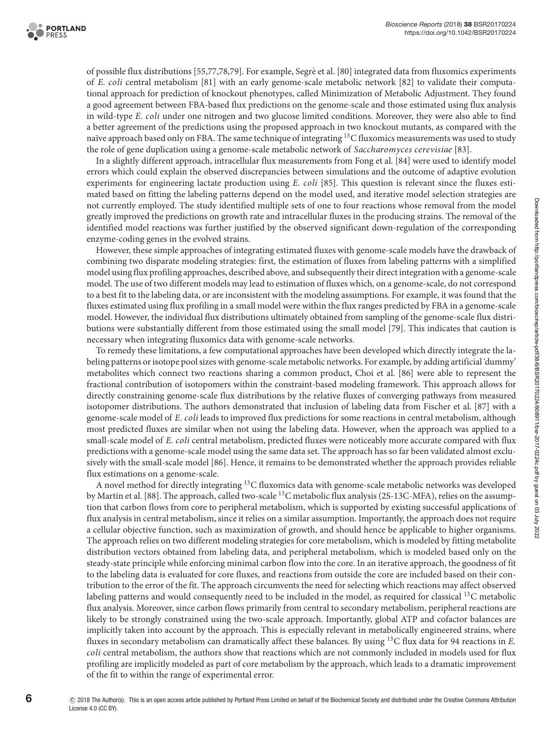of possible flux distributions [55,77,78,79]. For example, Segrè et al. [80] integrated data from fluxomics experiments of *E. coli* central metabolism [81] with an early genome-scale metabolic network [82] to validate their computational approach for prediction of knockout phenotypes, called Minimization of Metabolic Adjustment. They found a good agreement between FBA-based flux predictions on the genome-scale and those estimated using flux analysis in wild-type *E. coli* under one nitrogen and two glucose limited conditions. Moreover, they were also able to find a better agreement of the predictions using the proposed approach in two knockout mutants, as compared with the naïve approach based only on FBA. The same technique of integrating $^{13}$C fluxomics measurements was used to study the role of gene duplication using a genome-scale metabolic network of *Saccharomyces cerevisiae* [83].

In a slightly different approach, intracellular flux measurements from Fong et al. [84] were used to identify model errors which could explain the observed discrepancies between simulations and the outcome of adaptive evolution experiments for engineering lactate production using *E. coli* [85]. This question is relevant since the fluxes estimated based on fitting the labeling patterns depend on the model used, and iterative model selection strategies are not currently employed. The study identified multiple sets of one to four reactions whose removal from the model greatly improved the predictions on growth rate and intracellular fluxes in the producing strains. The removal of the identified model reactions was further justified by the observed significant down-regulation of the corresponding enzyme-coding genes in the evolved strains.

However, these simple approaches of integrating estimated fluxes with genome-scale models have the drawback of combining two disparate modeling strategies: first, the estimation of fluxes from labeling patterns with a simplified model using flux profiling approaches, described above, and subsequently their direct integration with a genome-scale model. The use of two different models may lead to estimation of fluxes which, on a genome-scale, do not correspond to a best fit to the labeling data, or are inconsistent with the modeling assumptions. For example, it was found that the fluxes estimated using flux profiling in a small model were within the flux ranges predicted by FBA in a genome-scale model. However, the individual flux distributions ultimately obtained from sampling of the genome-scale flux distributions were substantially different from those estimated using the small model [79]. This indicates that caution is necessary when integrating fluxomics data with genome-scale networks.

To remedy these limitations, a few computational approaches have been developed which directly integrate the labeling patterns or isotope pool sizes with genome-scale metabolic networks. For example, by adding 'dummy' metabolites which connect two reactions sharing a common product, Choi et al. [86] were able to represent the fractional contribution of isotopomers within the constraint-based modeling framework. This approach allows for directly constraining genome-scale flux distributions by the relative fluxes of converging pathways from measured isotopomer distributions. The authors demonstrated that inclusion of labeling data from Fischer et al. [87] with a genome-scale model of *E. coli* leads to improved flux predictions for some reactions in central metabolism, although most predicted fluxes are similar when not using the labeling data. However, when the approach was applied to a small-scale model of *E. coli* central metabolism, predicted fluxes were noticeably more accurate compared with flux predictions with a genome-scale model using the same data set. The approach has so far been validated almost exclusively with the small-scale model [86]. Hence, it remains to be demonstrated whether the approach provides reliable flux estimations on a genome-scale.

A novel method for directly integrating $^{13}$C fluxomics data with genome-scale metabolic networks was developed by Martín et al. [88]. The approach, called two-scale $^{13}$C metabolic flux analysis (2S-13C-MFA), relies on the assumption that carbon flows from core to peripheral metabolism, which is supported by existing successful applications of flux analysis in central metabolism, since it relies on a similar assumption. Importantly, the approach does not require a cellular objective function, such as maximization of growth, and should hence be applicable to higher organisms. The approach relies on two different modeling strategies for core metabolism, which is modeled by fitting metabolite distribution vectors obtained from labeling data, and peripheral metabolism, which is modeled based only on the steady-state principle while enforcing minimal carbon flow into the core. In an iterative approach, the goodness of fit to the labeling data is evaluated for core fluxes, and reactions from outside the core are included based on their contribution to the error of the fit. The approach circumvents the need for selecting which reactions may affect observed labeling patterns and would consequently need to be included in the model, as required for classical $^{13}$C metabolic flux analysis. Moreover, since carbon flows primarily from central to secondary metabolism, peripheral reactions are likely to be strongly constrained using the two-scale approach. Importantly, global ATP and cofactor balances are implicitly taken into account by the approach. This is especially relevant in metabolically engineered strains, where fluxes in secondary metabolism can dramatically affect these balances. By using $^{13}$C flux data for 94 reactions in *E. coli* central metabolism, the authors show that reactions which are not commonly included in models used for flux profiling are implicitly modeled as part of core metabolism by the approach, which leads to a dramatic improvement of the fit to within the range of experimental error.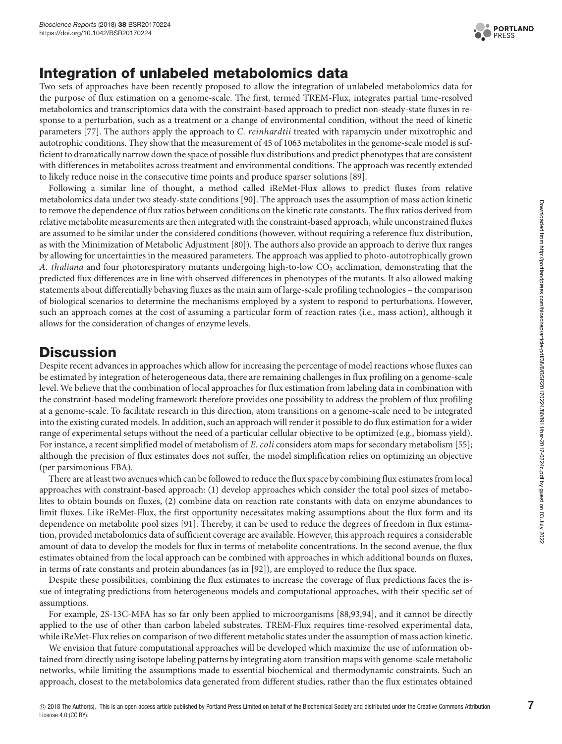## Integration of unlabeled metabolomics data

Two sets of approaches have been recently proposed to allow the integration of unlabeled metabolomics data for the purpose of flux estimation on a genome-scale. The first, termed TREM-Flux, integrates partial time-resolved metabolomics and transcriptomics data with the constraint-based approach to predict non-steady-state fluxes in response to a perturbation, such as a treatment or a change of environmental condition, without the need of kinetic parameters [77]. The authors apply the approach to *C. reinhardtii* treated with rapamycin under mixotrophic and autotrophic conditions. They show that the measurement of 45 of 1063 metabolites in the genome-scale model is sufficient to dramatically narrow down the space of possible flux distributions and predict phenotypes that are consistent with differences in metabolites across treatment and environmental conditions. The approach was recently extended to likely reduce noise in the consecutive time points and produce sparser solutions [89].

Following a similar line of thought, a method called iReMet-Flux allows to predict fluxes from relative metabolomics data under two steady-state conditions [90]. The approach uses the assumption of mass action kinetic to remove the dependence of flux ratios between conditions on the kinetic rate constants. The flux ratios derived from relative metabolite measurements are then integrated with the constraint-based approach, while unconstrained fluxes are assumed to be similar under the considered conditions (however, without requiring a reference flux distribution, as with the Minimization of Metabolic Adjustment [80]). The authors also provide an approach to derive flux ranges by allowing for uncertainties in the measured parameters. The approach was applied to photo-autotrophically grown *A. thaliana* and four photorespiratory mutants undergoing high-to-low $CO_2$ acclimation, demonstrating that the predicted flux differences are in line with observed differences in phenotypes of the mutants. It also allowed making statements about differentially behaving fluxes as the main aim of large-scale profiling technologies – the comparison of biological scenarios to determine the mechanisms employed by a system to respond to perturbations. However, such an approach comes at the cost of assuming a particular form of reaction rates (i.e., mass action), although it allows for the consideration of changes of enzyme levels.

## Discussion

Despite recent advances in approaches which allow for increasing the percentage of model reactions whose fluxes can be estimated by integration of heterogeneous data, there are remaining challenges in flux profiling on a genome-scale level. We believe that the combination of local approaches for flux estimation from labeling data in combination with the constraint-based modeling framework therefore provides one possibility to address the problem of flux profiling at a genome-scale. To facilitate research in this direction, atom transitions on a genome-scale need to be integrated into the existing curated models. In addition, such an approach will render it possible to do flux estimation for a wider range of experimental setups without the need of a particular cellular objective to be optimized (e.g., biomass yield). For instance, a recent simplified model of metabolism of *E. coli* considers atom maps for secondary metabolism [55]; although the precision of flux estimates does not suffer, the model simplification relies on optimizing an objective (per parsimonious FBA).

There are at least two avenues which can be followed to reduce the flux space by combining flux estimates from local approaches with constraint-based approach: (1) develop approaches which consider the total pool sizes of metabolites to obtain bounds on fluxes, (2) combine data on reaction rate constants with data on enzyme abundances to limit fluxes. Like iReMet-Flux, the first opportunity necessitates making assumptions about the flux form and its dependence on metabolite pool sizes [91]. Thereby, it can be used to reduce the degrees of freedom in flux estimation, provided metabolomics data of sufficient coverage are available. However, this approach requires a considerable amount of data to develop the models for flux in terms of metabolite concentrations. In the second avenue, the flux estimates obtained from the local approach can be combined with approaches in which additional bounds on fluxes, in terms of rate constants and protein abundances (as in [92]), are employed to reduce the flux space.

Despite these possibilities, combining the flux estimates to increase the coverage of flux predictions faces the issue of integrating predictions from heterogeneous models and computational approaches, with their specific set of assumptions.

For example, 2S-13C-MFA has so far only been applied to microorganisms [88,93,94], and it cannot be directly applied to the use of other than carbon labeled substrates. TREM-Flux requires time-resolved experimental data, while iReMet-Flux relies on comparison of two different metabolic states under the assumption of mass action kinetic.

We envision that future computational approaches will be developed which maximize the use of information obtained from directly using isotope labeling patterns by integrating atom transition maps with genome-scale metabolic networks, while limiting the assumptions made to essential biochemical and thermodynamic constraints. Such an approach, closest to the metabolomics data generated from different studies, rather than the flux estimates obtained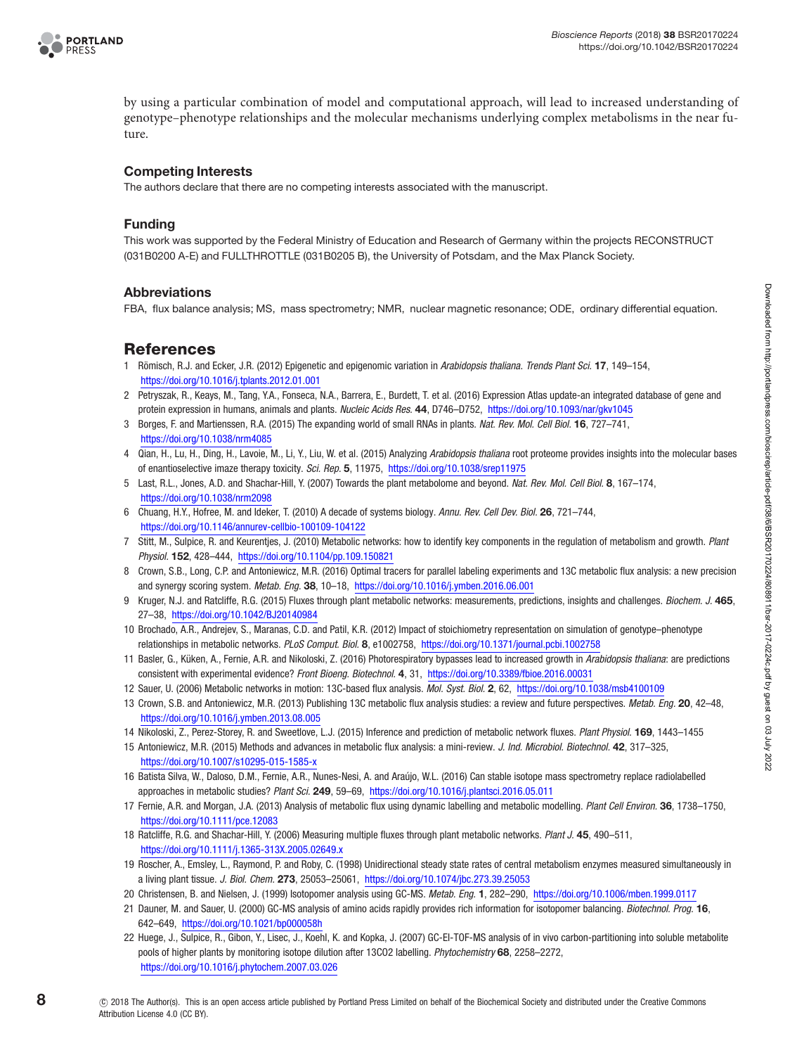by using a particular combination of model and computational approach, will lead to increased understanding of genotype–phenotype relationships and the molecular mechanisms underlying complex metabolisms in the near future.

### Competing Interests

The authors declare that there are no competing interests associated with the manuscript.

### Funding

This work was supported by the Federal Ministry of Education and Research of Germany within the projects RECONSTRUCT (031B0200 A-E) and FULLTHROTTLE (031B0205 B), the University of Potsdam, and the Max Planck Society.

### Abbreviations

FBA, flux balance analysis; MS, mass spectrometry; NMR, nuclear magnetic resonance; ODE, ordinary differential equation.

## References

1 Römisch, R.J. and Ecker, J.R. (2012) Epigenetic and epigenomic variation in *Arabidopsis thaliana*. *Trends Plant Sci.* **17**, 149–154, https://doi.org/10.1016/j.tplants.2012.01.001
2 Petryszak, R., Keays, M., Tang, Y.A., Fonseca, N.A., Barrera, E., Burdett, T. et al. (2016) Expression Atlas update-an integrated database of gene and protein expression in humans, animals and plants. *Nucleic Acids Res.* **44**, D746–D752, https://doi.org/10.1093/nar/gkv1045
3 Borges, F. and Martienssen, R.A. (2015) The expanding world of small RNAs in plants. *Nat. Rev. Mol. Cell Biol.* **16**, 727–741, https://doi.org/10.1038/nrm4085
4 Qian, H., Lu, H., Ding, H., Lavoie, M., Li, Y., Liu, W. et al. (2015) Analyzing *Arabidopsis thaliana* root proteome provides insights into the molecular bases of enantioselective imaze therapy toxicity. *Sci. Rep.* **5**, 11975, https://doi.org/10.1038/srep11975
5 Last, R.L., Jones, A.D. and Shachar-Hill, Y. (2007) Towards the plant metabolome and beyond. *Nat. Rev. Mol. Cell Biol.* **8**, 167–174, https://doi.org/10.1038/nrm2098
6 Chuang, H.Y., Hofree, M. and Ideker, T. (2010) A decade of systems biology. *Annu. Rev. Cell Dev. Biol.* **26**, 721–744, https://doi.org/10.1146/annurev-cellbio-100109-104122
7 Stitt, M., Sulpice, R. and Keurentjes, J. (2010) Metabolic networks: how to identify key components in the regulation of metabolism and growth. *Plant Physiol.* **152**, 428–444, https://doi.org/10.1104/pp.109.150821
8 Crown, S.B., Long, C.P. and Antoniewicz, M.R. (2016) Optimal tracers for parallel labeling experiments and 13C metabolic flux analysis: a new precision and synergy scoring system. *Metab. Eng.* **38**, 10–18, https://doi.org/10.1016/j.ymben.2016.06.001
9 Kruger, N.J. and Ratcliffe, R.G. (2015) Fluxes through plant metabolic networks: measurements, predictions, insights and challenges. *Biochem. J.* **465**, 27–38, https://doi.org/10.1042/BJ20140984
10 Brochado, A.R., Andrejev, S., Maranas, C.D. and Patil, K.R. (2012) Impact of stoichiometry representation on simulation of genotype–phenotype relationships in metabolic networks. *PLoS Comput. Biol.* **8**, e1002758, https://doi.org/10.1371/journal.pcbi.1002758
11 Basler, G., Küken, A., Fernie, A.R. and Nikoloski, Z. (2016) Photorespiratory bypasses lead to increased growth in *Arabidopsis thaliana*: are predictions consistent with experimental evidence? *Front Bioeng. Biotechnol.* **4**, 31, https://doi.org/10.3389/fbioe.2016.00031
12 Sauer, U. (2006) Metabolic networks in motion: 13C-based flux analysis. *Mol. Syst. Biol.* **2**, 62, https://doi.org/10.1038/msb4100109
13 Crown, S.B. and Antoniewicz, M.R. (2013) Publishing 13C metabolic flux analysis studies: a review and future perspectives. *Metab. Eng.* **20**, 42–48, https://doi.org/10.1016/j.ymben.2013.08.005
14 Nikoloski, Z., Perez-Storey, R. and Sweetlove, L.J. (2015) Inference and prediction of metabolic network fluxes. *Plant Physiol.* **169**, 1443–1455
15 Antoniewicz, M.R. (2015) Methods and advances in metabolic flux analysis: a mini-review. *J. Ind. Microbiol. Biotechnol.* **42**, 317–325, https://doi.org/10.1007/s10295-015-1585-x
16 Batista Silva, W., Daloso, D.M., Fernie, A.R., Nunes-Nesi, A. and Araújo, W.L. (2016) Can stable isotope mass spectrometry replace radiolabelled approaches in metabolic studies? *Plant Sci.* **249**, 59–69, https://doi.org/10.1016/j.plantsci.2016.05.011
17 Fernie, A.R. and Morgan, J.A. (2013) Analysis of metabolic flux using dynamic labelling and metabolic modelling. *Plant Cell Environ.* **36**, 1738–1750, https://doi.org/10.1111/pce.12083
18 Ratcliffe, R.G. and Shachar-Hill, Y. (2006) Measuring multiple fluxes through plant metabolic networks. *Plant J.* **45**, 490–511, https://doi.org/10.1111/j.1365-313X.2005.02649.x
19 Roscher, A., Emsley, L., Raymond, P. and Roby, C. (1998) Unidirectional steady state rates of central metabolism enzymes measured simultaneously in a living plant tissue. *J. Biol. Chem.* **273**, 25053–25061, https://doi.org/10.1074/jbc.273.39.25053
20 Christensen, B. and Nielsen, J. (1999) Isotopomer analysis using GC-MS. *Metab. Eng.* **1**, 282–290, https://doi.org/10.1006/mben.1999.0117
21 Dauner, M. and Sauer, U. (2000) GC-MS analysis of amino acids rapidly provides rich information for isotopomer balancing. *Biotechnol. Prog.* **16**, 642–649, https://doi.org/10.1021/bp000058h
22 Huege, J., Sulpice, R., Gibon, Y., Lisec, J., Koehl, K. and Kopka, J. (2007) GC-EI-TOF-MS analysis of in vivo carbon-partitioning into soluble metabolite pools of higher plants by monitoring isotope dilution after 13CO2 labelling. *Phytochemistry* **68**, 2258–2272, https://doi.org/10.1016/j.phytochem.2007.03.026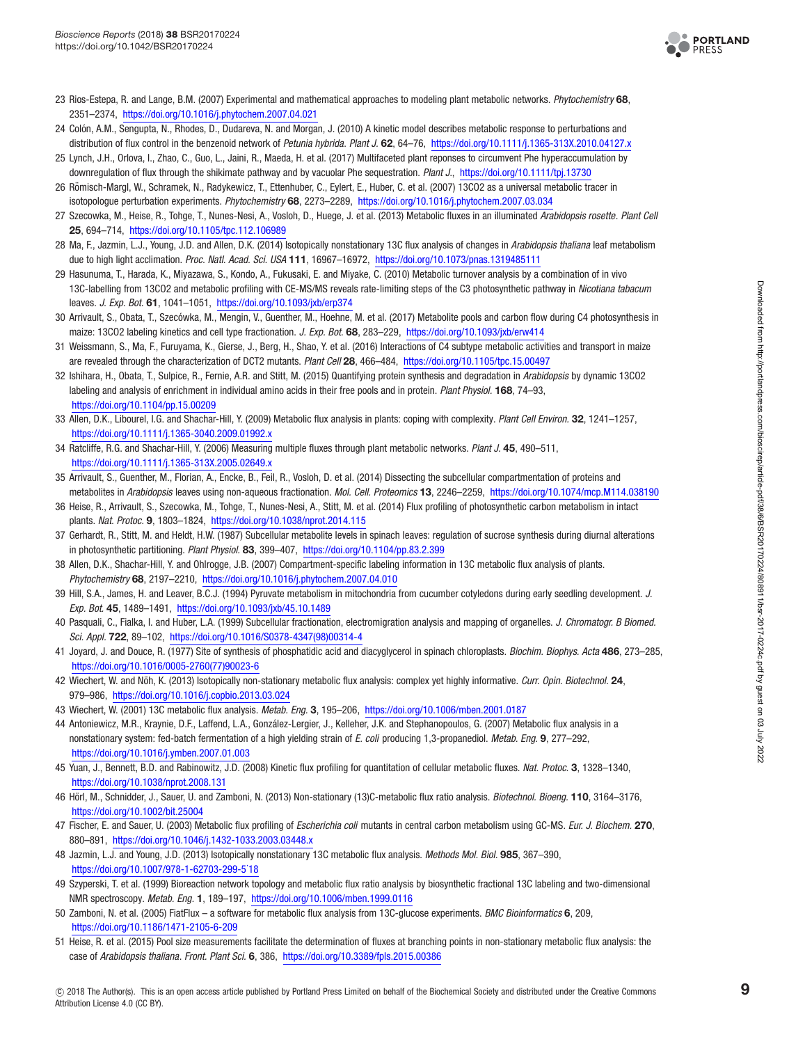23 Rios-Estepa, R. and Lange, B.M. (2007) Experimental and mathematical approaches to modeling plant metabolic networks. *Phytochemistry* **68**, 2351–2374, https://doi.org/10.1016/j.phytochem.2007.04.021

24 Colón, A.M., Sengupta, N., Rhodes, D., Dudareva, N. and Morgan, J. (2010) A kinetic model describes metabolic response to perturbations and distribution of flux control in the benzenoid network of *Petunia hybrida*. *Plant J.* **62**, 64–76, https://doi.org/10.1111/j.1365-313X.2010.04127.x

25 Lynch, J.H., Orlova, I., Zhao, C., Guo, L., Jaini, R., Maeda, H. et al. (2017) Multifaceted plant reponses to circumvent Phe hyperaccumulation by downregulation of flux through the shikimate pathway and by vacuolar Phe sequestration. *Plant J.*, https://doi.org/10.1111/tpj.13730

26 Römisch-Margl, W., Schramek, N., Radykewicz, T., Ettenhuber, C., Eylert, E., Huber, C. et al. (2007) 13CO2 as a universal metabolic tracer in isotopologue perturbation experiments. *Phytochemistry* **68**, 2273–2289, https://doi.org/10.1016/j.phytochem.2007.03.034

27 Szecowka, M., Heise, R., Tohge, T., Nunes-Nesi, A., Vosloh, D., Huege, J. et al. (2013) Metabolic fluxes in an illuminated *Arabidopsis rosette*. *Plant Cell* **25**, 694–714, https://doi.org/10.1105/tpc.112.106989

28 Ma, F., Jazmin, L.J., Young, J.D. and Allen, D.K. (2014) Isotopically nonstationary 13C flux analysis of changes in *Arabidopsis thaliana* leaf metabolism due to high light acclimation. *Proc. Natl. Acad. Sci. USA* **111**, 16967–16972, https://doi.org/10.1073/pnas.1319485111

29 Hasunuma, T., Harada, K., Miyazawa, S., Kondo, A., Fukusaki, E. and Miyake, C. (2010) Metabolic turnover analysis by a combination of in vivo 13C-labelling from 13CO2 and metabolic profiling with CE-MS/MS reveals rate-limiting steps of the C3 photosynthetic pathway in *Nicotiana tabacum* leaves. *J. Exp. Bot.* **61**, 1041–1051, https://doi.org/10.1093/jxb/erp374

30 Arrivault, S., Obata, T., Szecówka, M., Mengin, V., Guenther, M., Hoehne, M. et al. (2017) Metabolite pools and carbon flow during C4 photosynthesis in maize: 13CO2 labeling kinetics and cell type fractionation. *J. Exp. Bot.* **68**, 283–229, https://doi.org/10.1093/jxb/erw414

31 Weissmann, S., Ma, F., Furuyama, K., Gierse, J., Berg, H., Shao, Y. et al. (2016) Interactions of C4 subtype metabolic activities and transport in maize are revealed through the characterization of DCT2 mutants. *Plant Cell* **28**, 466–484, https://doi.org/10.1105/tpc.15.00497

32 Ishihara, H., Obata, T., Sulpice, R., Fernie, A.R. and Stitt, M. (2015) Quantifying protein synthesis and degradation in *Arabidopsis* by dynamic 13CO2 labeling and analysis of enrichment in individual amino acids in their free pools and in protein. *Plant Physiol.* **168**, 74–93, https://doi.org/10.1104/pp.15.00209

33 Allen, D.K., Libourel, I.G. and Shachar-Hill, Y. (2009) Metabolic flux analysis in plants: coping with complexity. *Plant Cell Environ.* **32**, 1241–1257, https://doi.org/10.1111/j.1365-3040.2009.01992.x

34 Ratcliffe, R.G. and Shachar-Hill, Y. (2006) Measuring multiple fluxes through plant metabolic networks. *Plant J.* **45**, 490–511, https://doi.org/10.1111/j.1365-313X.2005.02649.x

35 Arrivault, S., Guenther, M., Florian, A., Encke, B., Feil, R., Vosloh, D. et al. (2014) Dissecting the subcellular compartmentation of proteins and metabolites in *Arabidopsis* leaves using non-aqueous fractionation. *Mol. Cell. Proteomics* **13**, 2246–2259, https://doi.org/10.1074/mcp.M114.038190

36 Heise, R., Arrivault, S., Szecowka, M., Tohge, T., Nunes-Nesi, A., Stitt, M. et al. (2014) Flux profiling of photosynthetic carbon metabolism in intact plants. *Nat. Protoc.* **9**, 1803–1824, https://doi.org/10.1038/nprot.2014.115

37 Gerhardt, R., Stitt, M. and Heldt, H.W. (1987) Subcellular metabolite levels in spinach leaves: regulation of sucrose synthesis during diurnal alterations in photosynthetic partitioning. *Plant Physiol.* **83**, 399–407, https://doi.org/10.1104/pp.83.2.399

38 Allen, D.K., Shachar-Hill, Y. and Ohlrogge, J.B. (2007) Compartment-specific labeling information in 13C metabolic flux analysis of plants. *Phytochemistry* **68**, 2197–2210, https://doi.org/10.1016/j.phytochem.2007.04.010

39 Hill, S.A., James, H. and Leaver, B.C.J. (1994) Pyruvate metabolism in mitochondria from cucumber cotyledons during early seedling development. *J. Exp. Bot.* **45**, 1489–1491, https://doi.org/10.1093/jxb/45.10.1489

40 Pasquali, C., Fialka, I. and Huber, L.A. (1999) Subcellular fractionation, electromigration analysis and mapping of organelles. *J. Chromatogr. B Biomed. Sci. Appl.* **722**, 89–102, https://doi.org/10.1016/S0378-4347(98)00314-4

41 Joyard, J. and Douce, R. (1977) Site of synthesis of phosphatidic acid and diacyglycerol in spinach chloroplasts. *Biochim. Biophys. Acta* **486**, 273–285, https://doi.org/10.1016/0005-2760(77)90023-6

42 Wiechert, W. and Nöh, K. (2013) Isotopically non-stationary metabolic flux analysis: complex yet highly informative. *Curr. Opin. Biotechnol.* **24**, 979–986, https://doi.org/10.1016/j.copbio.2013.03.024

43 Wiechert, W. (2001) 13C metabolic flux analysis. *Metab. Eng.* **3**, 195–206, https://doi.org/10.1006/mben.2001.0187

44 Antoniewicz, M.R., Kraynie, D.F., Laffend, L.A., González-Lergier, J., Kelleher, J.K. and Stephanopoulos, G. (2007) Metabolic flux analysis in a nonstationary system: fed-batch fermentation of a high yielding strain of *E. coli* producing 1,3-propanediol. *Metab. Eng.* **9**, 277–292, https://doi.org/10.1016/j.ymben.2007.01.003

45 Yuan, J., Bennett, B.D. and Rabinowitz, J.D. (2008) Kinetic flux profiling for quantitation of cellular metabolic fluxes. *Nat. Protoc.* **3**, 1328–1340, https://doi.org/10.1038/nprot.2008.131

46 Hörl, M., Schnidder, J., Sauer, U. and Zamboni, N. (2013) Non-stationary (13)C-metabolic flux ratio analysis. *Biotechnol. Bioeng.* **110**, 3164–3176, https://doi.org/10.1002/bit.25004

47 Fischer, E. and Sauer, U. (2003) Metabolic flux profiling of *Escherichia coli* mutants in central carbon metabolism using GC-MS. *Eur. J. Biochem.* **270**, 880–891, https://doi.org/10.1046/j.1432-1033.2003.03448.x

48 Jazmin, L.J. and Young, J.D. (2013) Isotopically nonstationary 13C metabolic flux analysis. *Methods Mol. Biol.* **985**, 367–390, https://doi.org/10.1007/978-1-62703-299-5˙18

49 Szyperski, T. et al. (1999) Bioreaction network topology and metabolic flux ratio analysis by biosynthetic fractional 13C labeling and two-dimensional NMR spectroscopy. *Metab. Eng.* **1**, 189–197, https://doi.org/10.1006/mben.1999.0116

50 Zamboni, N. et al. (2005) FiatFlux – a software for metabolic flux analysis from 13C-glucose experiments. *BMC Bioinformatics* **6**, 209, https://doi.org/10.1186/1471-2105-6-209

51 Heise, R. et al. (2015) Pool size measurements facilitate the determination of fluxes at branching points in non-stationary metabolic flux analysis: the case of *Arabidopsis thaliana*. *Front. Plant Sci.* **6**, 386, https://doi.org/10.3389/fpls.2015.00386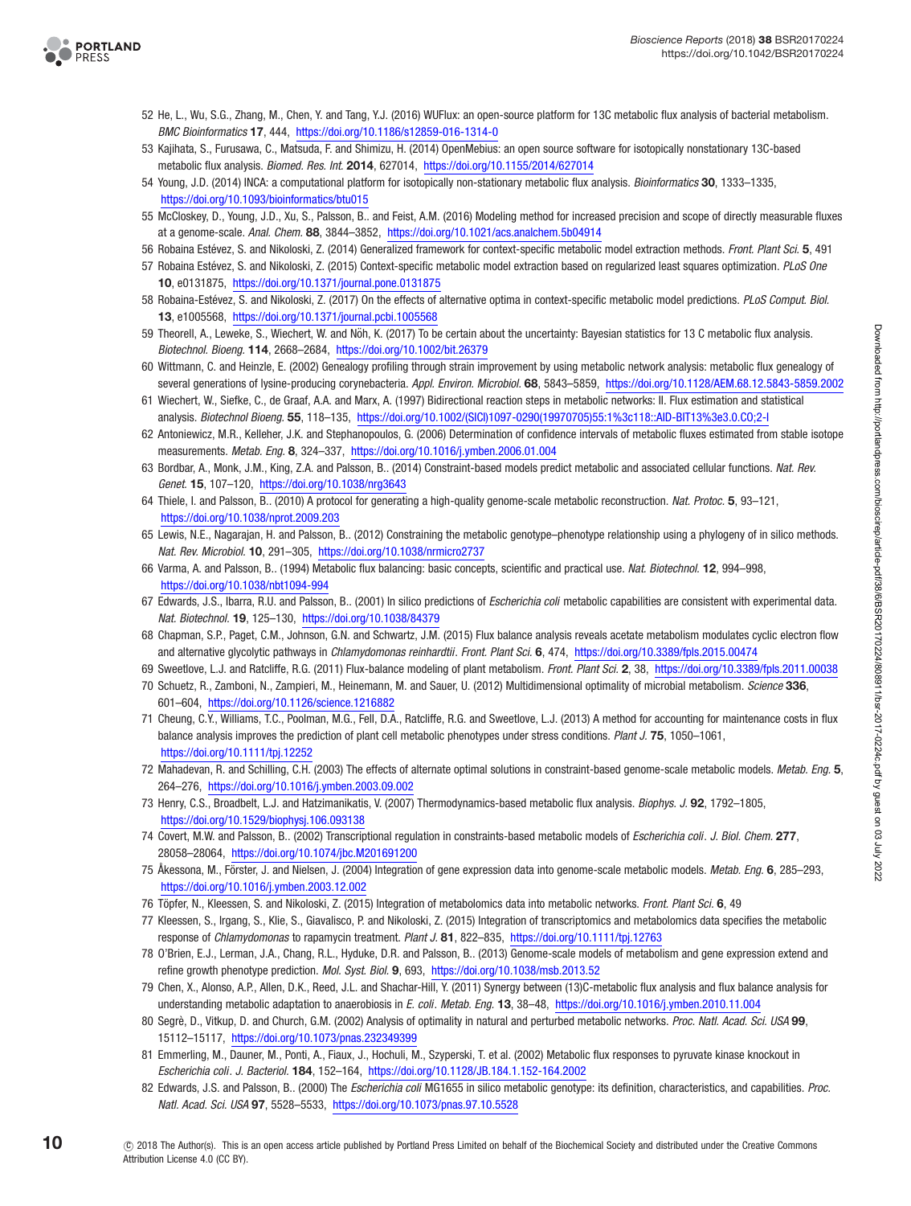52 He, L., Wu, S.G., Zhang, M., Chen, Y. and Tang, Y.J. (2016) WUFlux: an open-source platform for 13C metabolic flux analysis of bacterial metabolism. *BMC Bioinformatics* **17**, 444, https://doi.org/10.1186/s12859-016-1314-0

53 Kajihata, S., Furusawa, C., Matsuda, F. and Shimizu, H. (2014) OpenMebius: an open source software for isotopically nonstationary 13C-based metabolic flux analysis. *Biomed. Res. Int.* **2014**, 627014, https://doi.org/10.1155/2014/627014

54 Young, J.D. (2014) INCA: a computational platform for isotopically non-stationary metabolic flux analysis. *Bioinformatics* **30**, 1333–1335, https://doi.org/10.1093/bioinformatics/btu015

55 McCloskey, D., Young, J.D., Xu, S., Palsson, B.. and Feist, A.M. (2016) Modeling method for increased precision and scope of directly measurable fluxes at a genome-scale. *Anal. Chem.* **88**, 3844–3852, https://doi.org/10.1021/acs.analchem.5b04914

56 Robaina Estévez, S. and Nikoloski, Z. (2014) Generalized framework for context-specific metabolic model extraction methods. *Front. Plant Sci.* **5**, 491

57 Robaina Estévez, S. and Nikoloski, Z. (2015) Context-specific metabolic model extraction based on regularized least squares optimization. *PLoS One* **10**, e0131875, https://doi.org/10.1371/journal.pone.0131875

58 Robaina-Estévez, S. and Nikoloski, Z. (2017) On the effects of alternative optima in context-specific metabolic model predictions. *PLoS Comput. Biol.* **13**, e1005568, https://doi.org/10.1371/journal.pcbi.1005568

59 Theorell, A., Leweke, S., Wiechert, W. and Nöh, K. (2017) To be certain about the uncertainty: Bayesian statistics for 13 C metabolic flux analysis. *Biotechnol. Bioeng.* **114**, 2668–2684, https://doi.org/10.1002/bit.26379

60 Wittmann, C. and Heinzle, E. (2002) Genealogy profiling through strain improvement by using metabolic network analysis: metabolic flux genealogy of several generations of lysine-producing corynebacteria. *Appl. Environ. Microbiol.* **68**, 5843–5859, https://doi.org/10.1128/AEM.68.12.5843-5859.2002

61 Wiechert, W., Siefke, C., de Graaf, A.A. and Marx, A. (1997) Bidirectional reaction steps in metabolic networks: II. Flux estimation and statistical analysis. *Biotechnol Bioeng.* **55**, 118–135, https://doi.org/10.1002/(SICI)1097-0290(19970705)55:1%3c118::AID-BIT13%3e3.0.CO;2-I

62 Antoniewicz, M.R., Kelleher, J.K. and Stephanopoulos, G. (2006) Determination of confidence intervals of metabolic fluxes estimated from stable isotope measurements. *Metab. Eng.* **8**, 324–337, https://doi.org/10.1016/j.ymben.2006.01.004

63 Bordbar, A., Monk, J.M., King, Z.A. and Palsson, B.. (2014) Constraint-based models predict metabolic and associated cellular functions. *Nat. Rev. Genet.* **15**, 107–120, https://doi.org/10.1038/nrg3643

64 Thiele, I. and Palsson, B.. (2010) A protocol for generating a high-quality genome-scale metabolic reconstruction. *Nat. Protoc.* **5**, 93–121, https://doi.org/10.1038/nprot.2009.203

65 Lewis, N.E., Nagarajan, H. and Palsson, B.. (2012) Constraining the metabolic genotype–phenotype relationship using a phylogeny of in silico methods. *Nat. Rev. Microbiol.* **10**, 291–305, https://doi.org/10.1038/nrmicro2737

66 Varma, A. and Palsson, B.. (1994) Metabolic flux balancing: basic concepts, scientific and practical use. *Nat. Biotechnol.* **12**, 994–998, https://doi.org/10.1038/nbt1094-994

67 Edwards, J.S., Ibarra, R.U. and Palsson, B.. (2001) In silico predictions of *Escherichia coli* metabolic capabilities are consistent with experimental data. *Nat. Biotechnol.* **19**, 125–130, https://doi.org/10.1038/84379

68 Chapman, S.P., Paget, C.M., Johnson, G.N. and Schwartz, J.M. (2015) Flux balance analysis reveals acetate metabolism modulates cyclic electron flow and alternative glycolytic pathways in *Chlamydomonas reinhardtii*. *Front. Plant Sci.* **6**, 474, https://doi.org/10.3389/fpls.2015.00474

69 Sweetlove, L.J. and Ratcliffe, R.G. (2011) Flux-balance modeling of plant metabolism. *Front. Plant Sci.* **2**, 38, https://doi.org/10.3389/fpls.2011.00038

70 Schuetz, R., Zamboni, N., Zampieri, M., Heinemann, M. and Sauer, U. (2012) Multidimensional optimality of microbial metabolism. *Science* **336**, 601–604, https://doi.org/10.1126/science.1216882

71 Cheung, C.Y., Williams, T.C., Poolman, M.G., Fell, D.A., Ratcliffe, R.G. and Sweetlove, L.J. (2013) A method for accounting for maintenance costs in flux balance analysis improves the prediction of plant cell metabolic phenotypes under stress conditions. *Plant J.* **75**, 1050–1061, https://doi.org/10.1111/tpj.12252

72 Mahadevan, R. and Schilling, C.H. (2003) The effects of alternate optimal solutions in constraint-based genome-scale metabolic models. *Metab. Eng.* **5**, 264–276, https://doi.org/10.1016/j.ymben.2003.09.002

73 Henry, C.S., Broadbelt, L.J. and Hatzimanikatis, V. (2007) Thermodynamics-based metabolic flux analysis. *Biophys. J.* **92**, 1792–1805, https://doi.org/10.1529/biophysj.106.093138

74 Covert, M.W. and Palsson, B.. (2002) Transcriptional regulation in constraints-based metabolic models of *Escherichia coli*. *J. Biol. Chem.* **277**, 28058–28064, https://doi.org/10.1074/jbc.M201691200

75 Åkessona, M., Förster, J. and Nielsen, J. (2004) Integration of gene expression data into genome-scale metabolic models. *Metab. Eng.* **6**, 285–293, https://doi.org/10.1016/j.ymben.2003.12.002

76 Töpfer, N., Kleessen, S. and Nikoloski, Z. (2015) Integration of metabolomics data into metabolic networks. *Front. Plant Sci.* **6**, 49

77 Kleessen, S., Irgang, S., Klie, S., Giavalisco, P. and Nikoloski, Z. (2015) Integration of transcriptomics and metabolomics data specifies the metabolic response of *Chlamydomonas* to rapamycin treatment. *Plant J.* **81**, 822–835, https://doi.org/10.1111/tpj.12763

78 O'Brien, E.J., Lerman, J.A., Chang, R.L., Hyduke, D.R. and Palsson, B.. (2013) Genome-scale models of metabolism and gene expression extend and refine growth phenotype prediction. *Mol. Syst. Biol.* **9**, 693, https://doi.org/10.1038/msb.2013.52

79 Chen, X., Alonso, A.P., Allen, D.K., Reed, J.L. and Shachar-Hill, Y. (2011) Synergy between (13)C-metabolic flux analysis and flux balance analysis for understanding metabolic adaptation to anaerobiosis in *E. coli*. *Metab. Eng.* **13**, 38–48, https://doi.org/10.1016/j.ymben.2010.11.004

80 Segrè, D., Vitkup, D. and Church, G.M. (2002) Analysis of optimality in natural and perturbed metabolic networks. *Proc. Natl. Acad. Sci. USA* **99**, 15112–15117, https://doi.org/10.1073/pnas.232349399

81 Emmerling, M., Dauner, M., Ponti, A., Fiaux, J., Hochuli, M., Szyperski, T. et al. (2002) Metabolic flux responses to pyruvate kinase knockout in *Escherichia coli*. *J. Bacteriol.* **184**, 152–164, https://doi.org/10.1128/JB.184.1.152-164.2002

82 Edwards, J.S. and Palsson, B.. (2000) The *Escherichia coli* MG1655 in silico metabolic genotype: its definition, characteristics, and capabilities. *Proc. Natl. Acad. Sci. USA* **97**, 5528–5533, https://doi.org/10.1073/pnas.97.10.5528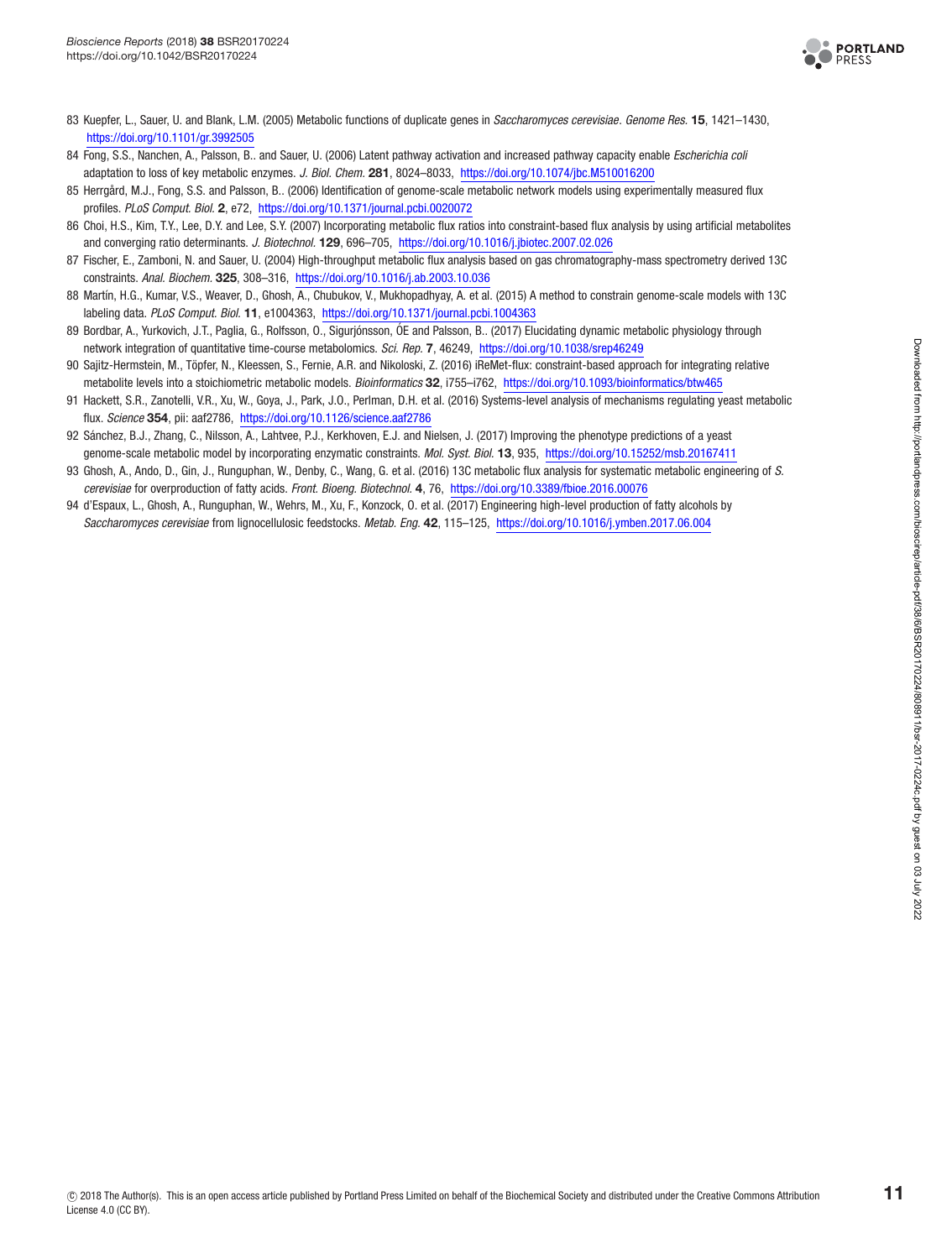83 Kuepfer, L., Sauer, U. and Blank, L.M. (2005) Metabolic functions of duplicate genes in *Saccharomyces cerevisiae*. *Genome Res.* **15**, 1421–1430, https://doi.org/10.1101/gr.3992505

84 Fong, S.S., Nanchen, A., Palsson, B.. and Sauer, U. (2006) Latent pathway activation and increased pathway capacity enable *Escherichia coli* adaptation to loss of key metabolic enzymes. *J. Biol. Chem.* **281**, 8024–8033, https://doi.org/10.1074/jbc.M510016200

85 Herrgård, M.J., Fong, S.S. and Palsson, B.. (2006) Identification of genome-scale metabolic network models using experimentally measured flux profiles. *PLoS Comput. Biol.* **2**, e72, https://doi.org/10.1371/journal.pcbi.0020072

86 Choi, H.S., Kim, T.Y., Lee, D.Y. and Lee, S.Y. (2007) Incorporating metabolic flux ratios into constraint-based flux analysis by using artificial metabolites and converging ratio determinants. *J. Biotechnol.* **129**, 696–705, https://doi.org/10.1016/j.jbiotec.2007.02.026

87 Fischer, E., Zamboni, N. and Sauer, U. (2004) High-throughput metabolic flux analysis based on gas chromatography-mass spectrometry derived 13C constraints. *Anal. Biochem.* **325**, 308–316, https://doi.org/10.1016/j.ab.2003.10.036

88 Martín, H.G., Kumar, V.S., Weaver, D., Ghosh, A., Chubukov, V., Mukhopadhyay, A. et al. (2015) A method to constrain genome-scale models with 13C labeling data. *PLoS Comput. Biol.* **11**, e1004363, https://doi.org/10.1371/journal.pcbi.1004363

89 Bordbar, A., Yurkovich, J.T., Paglia, G., Rolfsson, O., Sigurjónsson, ÓE and Palsson, B.. (2017) Elucidating dynamic metabolic physiology through network integration of quantitative time-course metabolomics. *Sci. Rep.* **7**, 46249, https://doi.org/10.1038/srep46249

90 Sajitz-Hermstein, M., Töpfer, N., Kleessen, S., Fernie, A.R. and Nikoloski, Z. (2016) iReMet-flux: constraint-based approach for integrating relative metabolite levels into a stoichiometric metabolic models. *Bioinformatics* **32**, i755–i762, https://doi.org/10.1093/bioinformatics/btw465

91 Hackett, S.R., Zanotelli, V.R., Xu, W., Goya, J., Park, J.O., Perlman, D.H. et al. (2016) Systems-level analysis of mechanisms regulating yeast metabolic flux. *Science* **354**, pii: aaf2786, https://doi.org/10.1126/science.aaf2786

92 Sánchez, B.J., Zhang, C., Nilsson, A., Lahtvee, P.J., Kerkhoven, E.J. and Nielsen, J. (2017) Improving the phenotype predictions of a yeast genome-scale metabolic model by incorporating enzymatic constraints. *Mol. Syst. Biol.* **13**, 935, https://doi.org/10.15252/msb.20167411

93 Ghosh, A., Ando, D., Gin, J., Runguphan, W., Denby, C., Wang, G. et al. (2016) 13C metabolic flux analysis for systematic metabolic engineering of *S. cerevisiae* for overproduction of fatty acids. *Front. Bioeng. Biotechnol.* **4**, 76, https://doi.org/10.3389/fbioe.2016.00076

94 d'Espaux, L., Ghosh, A., Runguphan, W., Wehrs, M., Xu, F., Konzock, O. et al. (2017) Engineering high-level production of fatty alcohols by *Saccharomyces cerevisiae* from lignocellulosic feedstocks. *Metab. Eng.* **42**, 115–125, https://doi.org/10.1016/j.ymben.2017.06.004